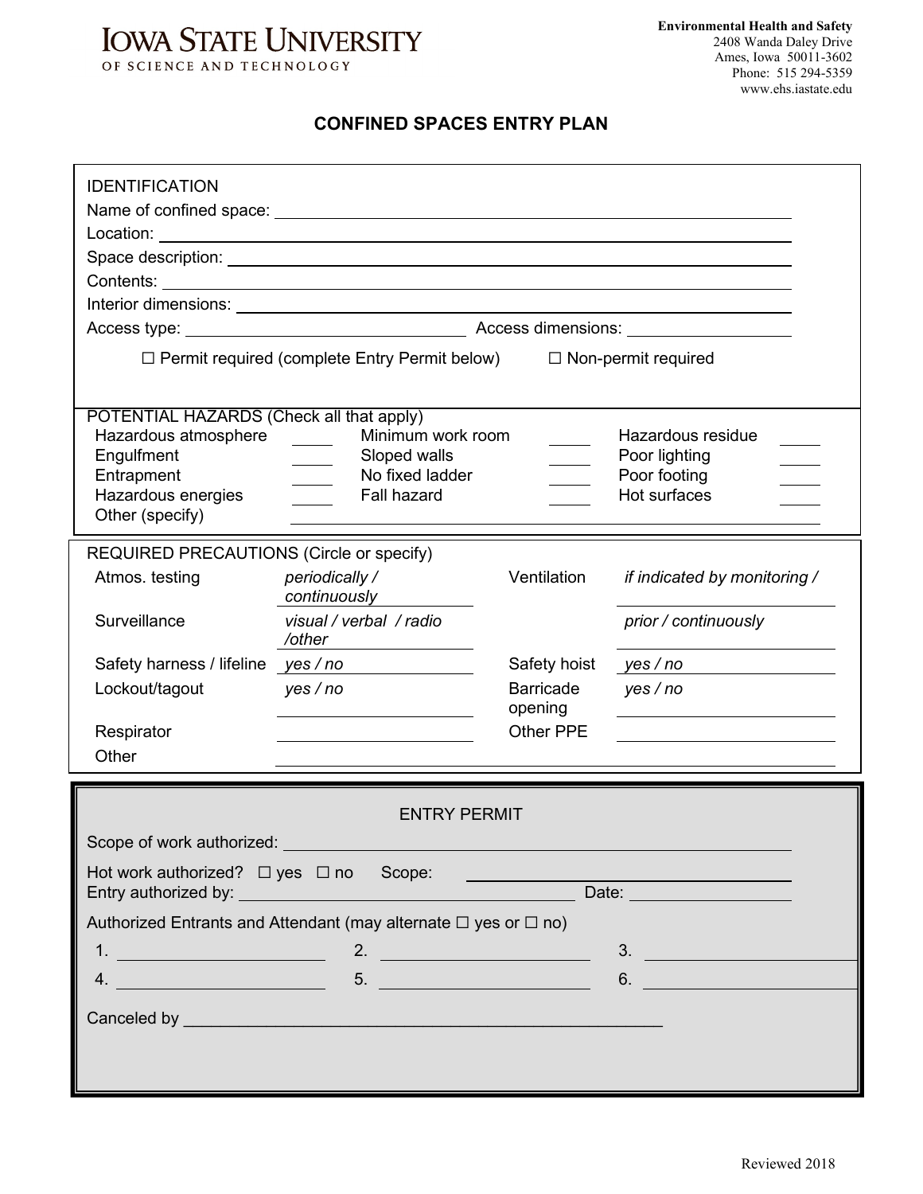**IOWA STATE UNIVERSITY**
OF SCIENCE AND TECHNOLOGY

**Environmental Health and Safety**
2408 Wanda Daley Drive
Ames, Iowa 50011-3602
Phone: 515 294-5359
www.ehs.iastate.edu

## CONFINED SPACES ENTRY PLAN

### IDENTIFICATION

Name of confined space: ______________________________

Location: ______________________________

Space description: ______________________________

Contents: ______________________________

Interior dimensions: ______________________________

Access type: ______________________ Access dimensions: ______________

☐ Permit required (complete Entry Permit below) ☐ Non-permit required

### POTENTIAL HAZARDS (Check all that apply)

| | | | | | |
|---|---|---|---|---|---|
| Hazardous atmosphere | _____ | Minimum work room | _____ | Hazardous residue | _____ |
| Engulfment | _____ | Sloped walls | _____ | Poor lighting | _____ |
| Entrapment | _____ | No fixed ladder | _____ | Poor footing | _____ |
| Hazardous energies | _____ | Fall hazard | _____ | Hot surfaces | _____ |

Other (specify) ______________________________

### REQUIRED PRECAUTIONS (Circle or specify)

| | | | |
|---|---|---|---|
| Atmos. testing | *periodically / continuously* | Ventilation | *if indicated by monitoring /* |
| Surveillance | *visual / verbal / radio /other* | | *prior / continuously* |
| Safety harness / lifeline | *yes / no* | Safety hoist | *yes / no* |
| Lockout/tagout | *yes / no* | Barricade opening | *yes / no* |
| Respirator | __________ | Other PPE | __________ |

Other ______________________________

### ENTRY PERMIT

Scope of work authorized: ______________________________

Hot work authorized? ☐ yes ☐ no Scope: ______________________

Entry authorized by: ______________________ Date: ______________

Authorized Entrants and Attendant (may alternate ☐ yes or ☐ no)

1. ______________ 2. ______________ 3. ______________

4. ______________ 5. ______________ 6. ______________

Canceled by ______________________________

Reviewed 2018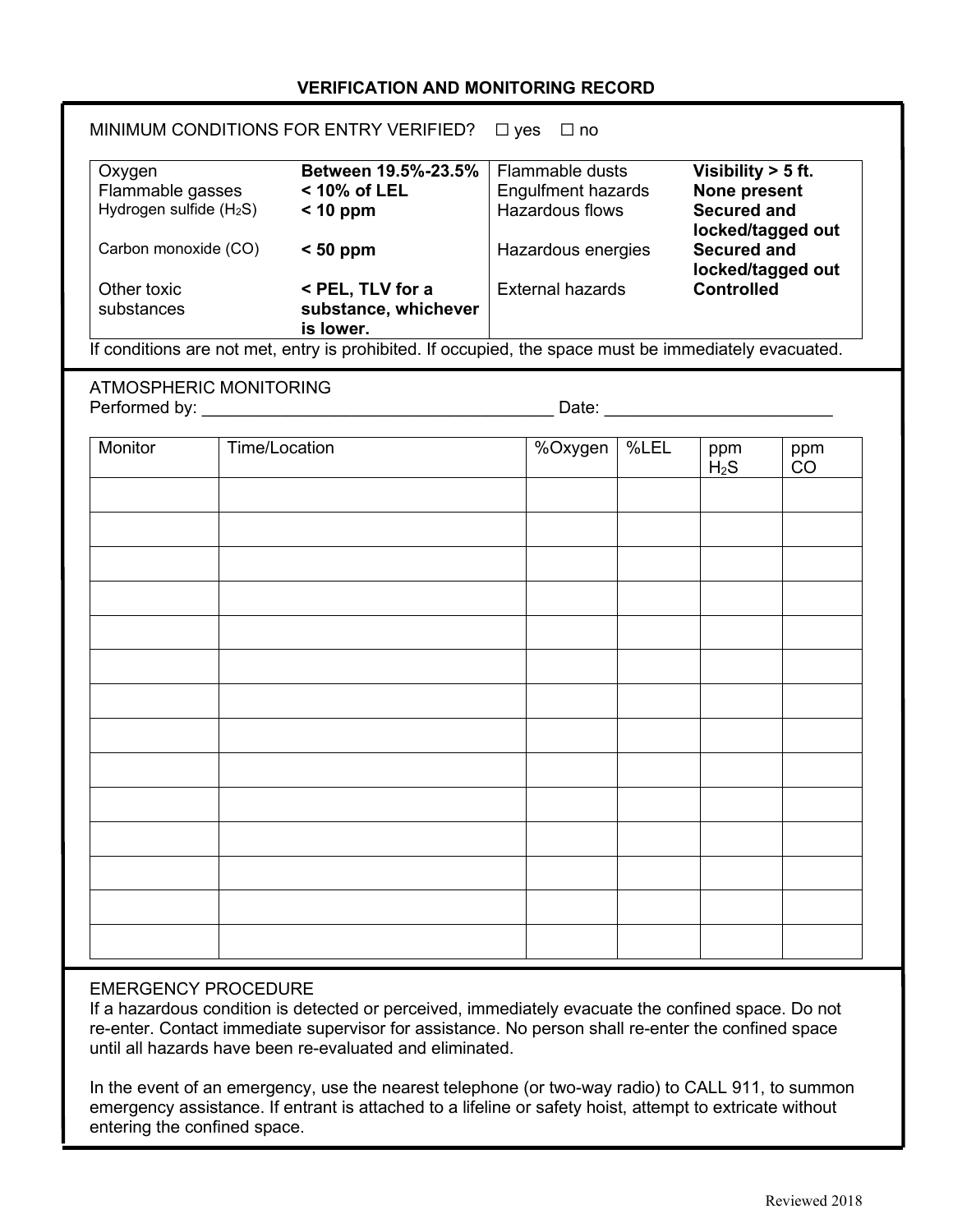## VERIFICATION AND MONITORING RECORD

MINIMUM CONDITIONS FOR ENTRY VERIFIED? ☐ yes ☐ no

| | | | |
|---|---|---|---|
| Oxygen | **Between 19.5%-23.5%** | Flammable dusts | **Visibility > 5 ft.** |
| Flammable gasses | **< 10% of LEL** | Engulfment hazards | **None present** |
| Hydrogen sulfide ($H_2S$) | **< 10 ppm** | Hazardous flows | **Secured and locked/tagged out** |
| Carbon monoxide (CO) | **< 50 ppm** | Hazardous energies | **Secured and locked/tagged out** |
| Other toxic substances | **< PEL, TLV for a substance, whichever is lower.** | External hazards | **Controlled** |

If conditions are not met, entry is prohibited. If occupied, the space must be immediately evacuated.

ATMOSPHERIC MONITORING

Performed by: ____________________________________ Date: ________________________

| Monitor | Time/Location | %Oxygen | %LEL | ppm $H_2S$ | ppm CO |
|---|---|---|---|---|---|
| | | | | | |
| | | | | | |
| | | | | | |
| | | | | | |
| | | | | | |
| | | | | | |
| | | | | | |
| | | | | | |
| | | | | | |
| | | | | | |
| | | | | | |
| | | | | | |
| | | | | | |
| | | | | | |

EMERGENCY PROCEDURE

If a hazardous condition is detected or perceived, immediately evacuate the confined space. Do not re-enter. Contact immediate supervisor for assistance. No person shall re-enter the confined space until all hazards have been re-evaluated and eliminated.

In the event of an emergency, use the nearest telephone (or two-way radio) to CALL 911, to summon emergency assistance. If entrant is attached to a lifeline or safety hoist, attempt to extricate without entering the confined space.

Reviewed 2018